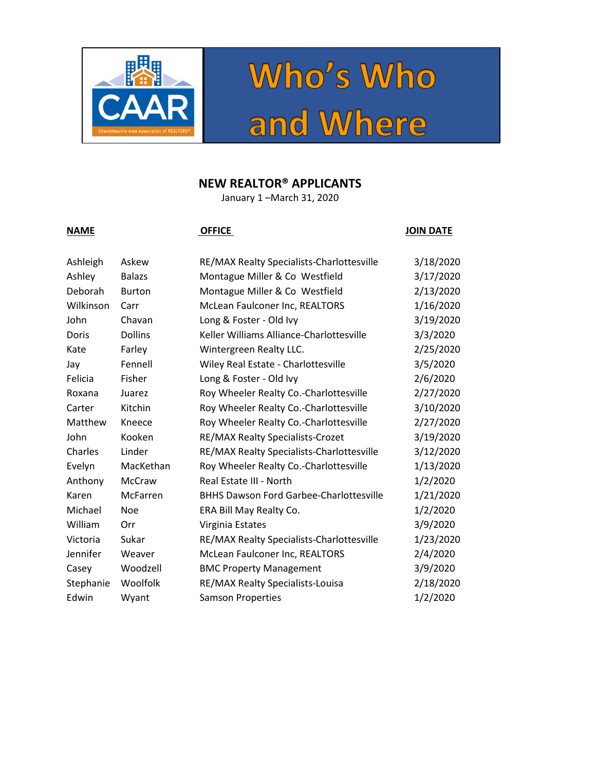# Who's Who and Where

## NEW REALTOR® APPLICANTS

January 1 –March 31, 2020

| NAME | | OFFICE | JOIN DATE |
|---|---|---|---|
| Ashleigh | Askew | RE/MAX Realty Specialists-Charlottesville | 3/18/2020 |
| Ashley | Balazs | Montague Miller & Co Westfield | 3/17/2020 |
| Deborah | Burton | Montague Miller & Co Westfield | 2/13/2020 |
| Wilkinson | Carr | McLean Faulconer Inc, REALTORS | 1/16/2020 |
| John | Chavan | Long & Foster - Old Ivy | 3/19/2020 |
| Doris | Dollins | Keller Williams Alliance-Charlottesville | 3/3/2020 |
| Kate | Farley | Wintergreen Realty LLC. | 2/25/2020 |
| Jay | Fennell | Wiley Real Estate - Charlottesville | 3/5/2020 |
| Felicia | Fisher | Long & Foster - Old Ivy | 2/6/2020 |
| Roxana | Juarez | Roy Wheeler Realty Co.-Charlottesville | 2/27/2020 |
| Carter | Kitchin | Roy Wheeler Realty Co.-Charlottesville | 3/10/2020 |
| Matthew | Kneece | Roy Wheeler Realty Co.-Charlottesville | 2/27/2020 |
| John | Kooken | RE/MAX Realty Specialists-Crozet | 3/19/2020 |
| Charles | Linder | RE/MAX Realty Specialists-Charlottesville | 3/12/2020 |
| Evelyn | MacKethan | Roy Wheeler Realty Co.-Charlottesville | 1/13/2020 |
| Anthony | McCraw | Real Estate III - North | 1/2/2020 |
| Karen | McFarren | BHHS Dawson Ford Garbee-Charlottesville | 1/21/2020 |
| Michael | Noe | ERA Bill May Realty Co. | 1/2/2020 |
| William | Orr | Virginia Estates | 3/9/2020 |
| Victoria | Sukar | RE/MAX Realty Specialists-Charlottesville | 1/23/2020 |
| Jennifer | Weaver | McLean Faulconer Inc, REALTORS | 2/4/2020 |
| Casey | Woodzell | BMC Property Management | 3/9/2020 |
| Stephanie | Woolfolk | RE/MAX Realty Specialists-Louisa | 2/18/2020 |
| Edwin | Wyant | Samson Properties | 1/2/2020 |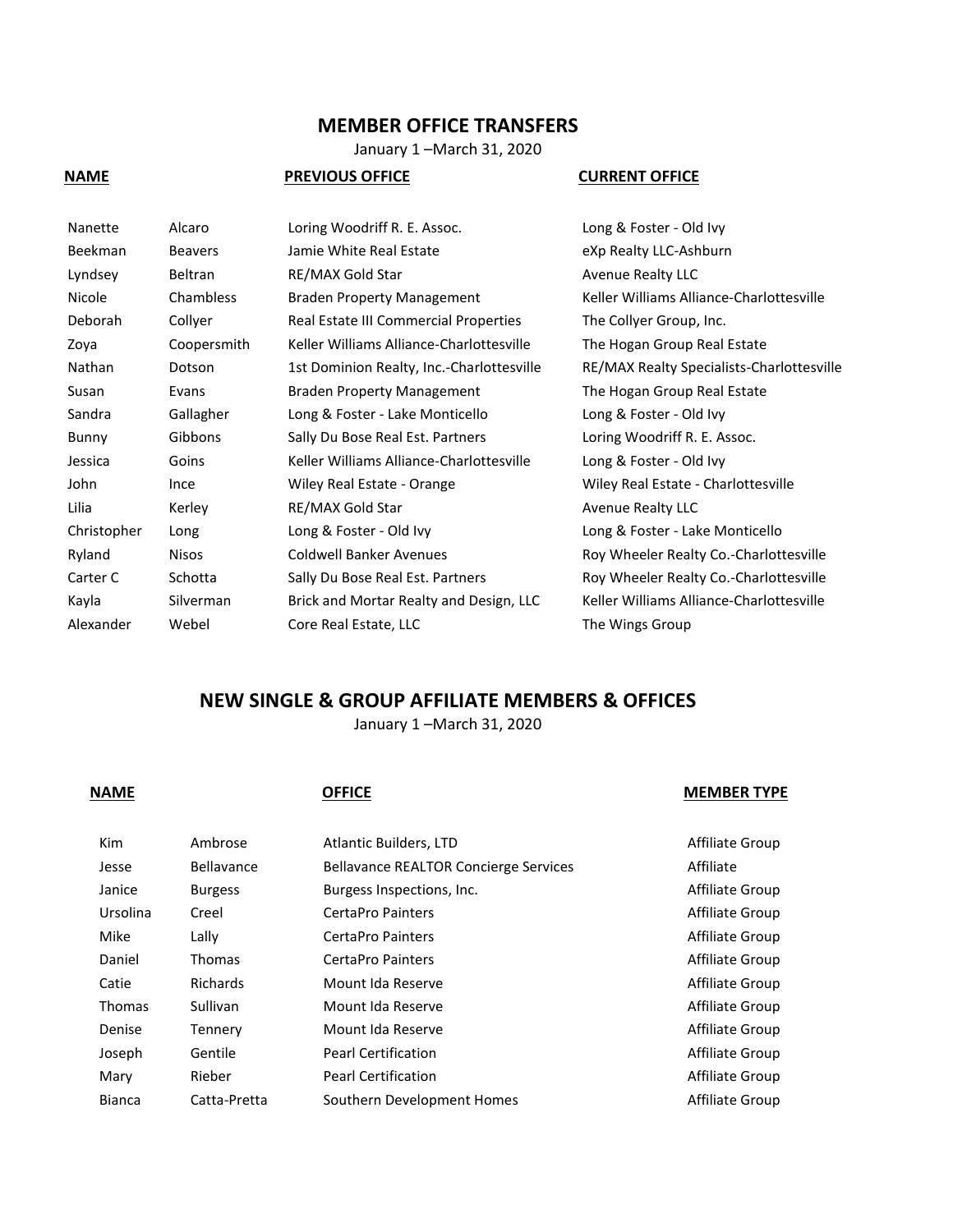## MEMBER OFFICE TRANSFERS

January 1 –March 31, 2020

| NAME | | PREVIOUS OFFICE | CURRENT OFFICE |
|---|---|---|---|
| Nanette | Alcaro | Loring Woodriff R. E. Assoc. | Long & Foster - Old Ivy |
| Beekman | Beavers | Jamie White Real Estate | eXp Realty LLC-Ashburn |
| Lyndsey | Beltran | RE/MAX Gold Star | Avenue Realty LLC |
| Nicole | Chambless | Braden Property Management | Keller Williams Alliance-Charlottesville |
| Deborah | Collyer | Real Estate III Commercial Properties | The Collyer Group, Inc. |
| Zoya | Coopersmith | Keller Williams Alliance-Charlottesville | The Hogan Group Real Estate |
| Nathan | Dotson | 1st Dominion Realty, Inc.-Charlottesville | RE/MAX Realty Specialists-Charlottesville |
| Susan | Evans | Braden Property Management | The Hogan Group Real Estate |
| Sandra | Gallagher | Long & Foster - Lake Monticello | Long & Foster - Old Ivy |
| Bunny | Gibbons | Sally Du Bose Real Est. Partners | Loring Woodriff R. E. Assoc. |
| Jessica | Goins | Keller Williams Alliance-Charlottesville | Long & Foster - Old Ivy |
| John | Ince | Wiley Real Estate - Orange | Wiley Real Estate - Charlottesville |
| Lilia | Kerley | RE/MAX Gold Star | Avenue Realty LLC |
| Christopher | Long | Long & Foster - Old Ivy | Long & Foster - Lake Monticello |
| Ryland | Nisos | Coldwell Banker Avenues | Roy Wheeler Realty Co.-Charlottesville |
| Carter C | Schotta | Sally Du Bose Real Est. Partners | Roy Wheeler Realty Co.-Charlottesville |
| Kayla | Silverman | Brick and Mortar Realty and Design, LLC | Keller Williams Alliance-Charlottesville |
| Alexander | Webel | Core Real Estate, LLC | The Wings Group |

## NEW SINGLE & GROUP AFFILIATE MEMBERS & OFFICES

January 1 –March 31, 2020

| NAME | | OFFICE | MEMBER TYPE |
|---|---|---|---|
| Kim | Ambrose | Atlantic Builders, LTD | Affiliate Group |
| Jesse | Bellavance | Bellavance REALTOR Concierge Services | Affiliate |
| Janice | Burgess | Burgess Inspections, Inc. | Affiliate Group |
| Ursolina | Creel | CertaPro Painters | Affiliate Group |
| Mike | Lally | CertaPro Painters | Affiliate Group |
| Daniel | Thomas | CertaPro Painters | Affiliate Group |
| Catie | Richards | Mount Ida Reserve | Affiliate Group |
| Thomas | Sullivan | Mount Ida Reserve | Affiliate Group |
| Denise | Tennery | Mount Ida Reserve | Affiliate Group |
| Joseph | Gentile | Pearl Certification | Affiliate Group |
| Mary | Rieber | Pearl Certification | Affiliate Group |
| Bianca | Catta-Pretta | Southern Development Homes | Affiliate Group |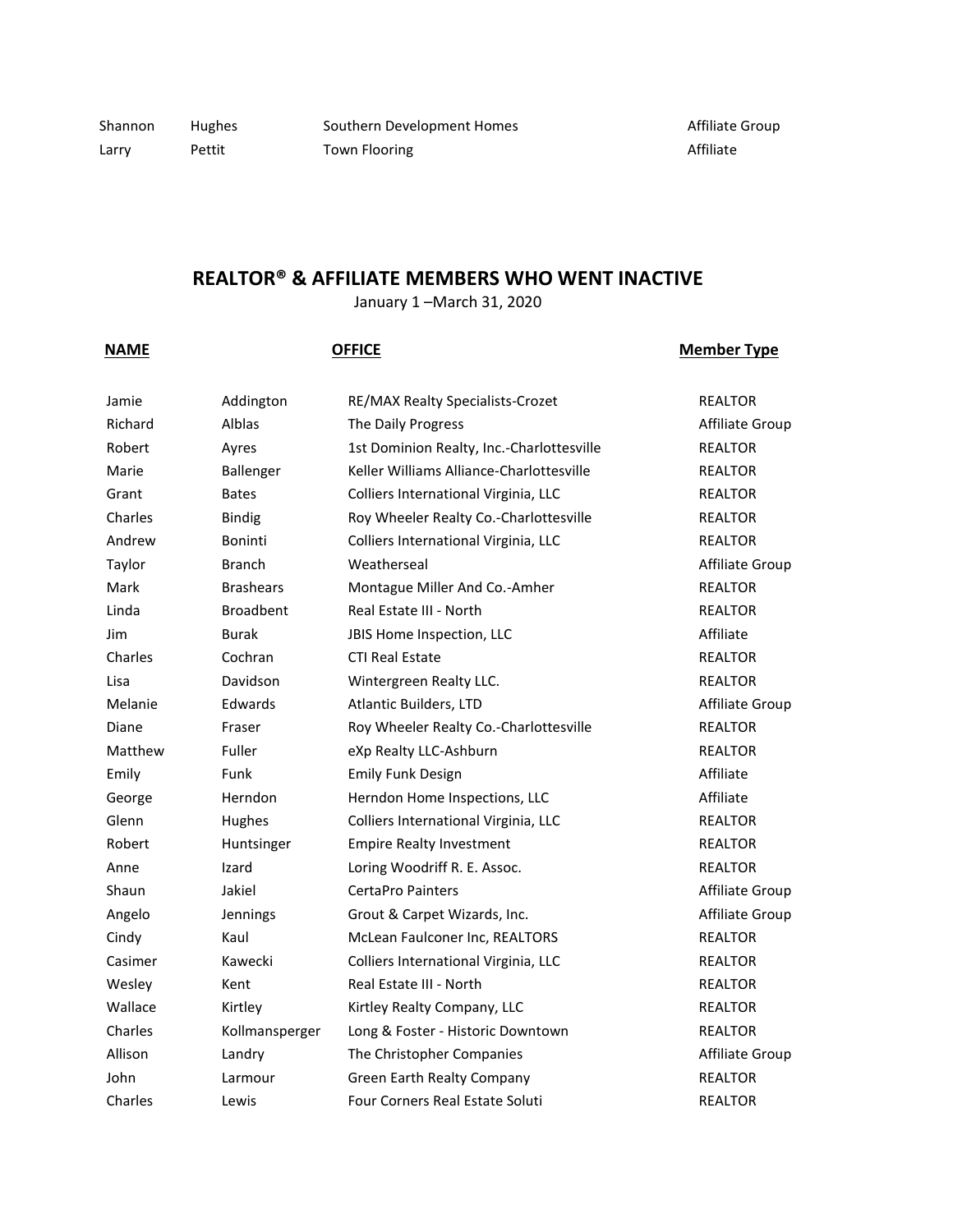| | | | |
|---|---|---|---|
| Shannon | Hughes | Southern Development Homes | Affiliate Group |
| Larry | Pettit | Town Flooring | Affiliate |

## REALTOR® & AFFILIATE MEMBERS WHO WENT INACTIVE

January 1 –March 31, 2020

| NAME | | OFFICE | Member Type |
|---|---|---|---|
| Jamie | Addington | RE/MAX Realty Specialists-Crozet | REALTOR |
| Richard | Alblas | The Daily Progress | Affiliate Group |
| Robert | Ayres | 1st Dominion Realty, Inc.-Charlottesville | REALTOR |
| Marie | Ballenger | Keller Williams Alliance-Charlottesville | REALTOR |
| Grant | Bates | Colliers International Virginia, LLC | REALTOR |
| Charles | Bindig | Roy Wheeler Realty Co.-Charlottesville | REALTOR |
| Andrew | Boninti | Colliers International Virginia, LLC | REALTOR |
| Taylor | Branch | Weatherseal | Affiliate Group |
| Mark | Brashears | Montague Miller And Co.-Amher | REALTOR |
| Linda | Broadbent | Real Estate III - North | REALTOR |
| Jim | Burak | JBIS Home Inspection, LLC | Affiliate |
| Charles | Cochran | CTI Real Estate | REALTOR |
| Lisa | Davidson | Wintergreen Realty LLC. | REALTOR |
| Melanie | Edwards | Atlantic Builders, LTD | Affiliate Group |
| Diane | Fraser | Roy Wheeler Realty Co.-Charlottesville | REALTOR |
| Matthew | Fuller | eXp Realty LLC-Ashburn | REALTOR |
| Emily | Funk | Emily Funk Design | Affiliate |
| George | Herndon | Herndon Home Inspections, LLC | Affiliate |
| Glenn | Hughes | Colliers International Virginia, LLC | REALTOR |
| Robert | Huntsinger | Empire Realty Investment | REALTOR |
| Anne | Izard | Loring Woodriff R. E. Assoc. | REALTOR |
| Shaun | Jakiel | CertaPro Painters | Affiliate Group |
| Angelo | Jennings | Grout & Carpet Wizards, Inc. | Affiliate Group |
| Cindy | Kaul | McLean Faulconer Inc, REALTORS | REALTOR |
| Casimer | Kawecki | Colliers International Virginia, LLC | REALTOR |
| Wesley | Kent | Real Estate III - North | REALTOR |
| Wallace | Kirtley | Kirtley Realty Company, LLC | REALTOR |
| Charles | Kollmansperger | Long & Foster - Historic Downtown | REALTOR |
| Allison | Landry | The Christopher Companies | Affiliate Group |
| John | Larmour | Green Earth Realty Company | REALTOR |
| Charles | Lewis | Four Corners Real Estate Soluti | REALTOR |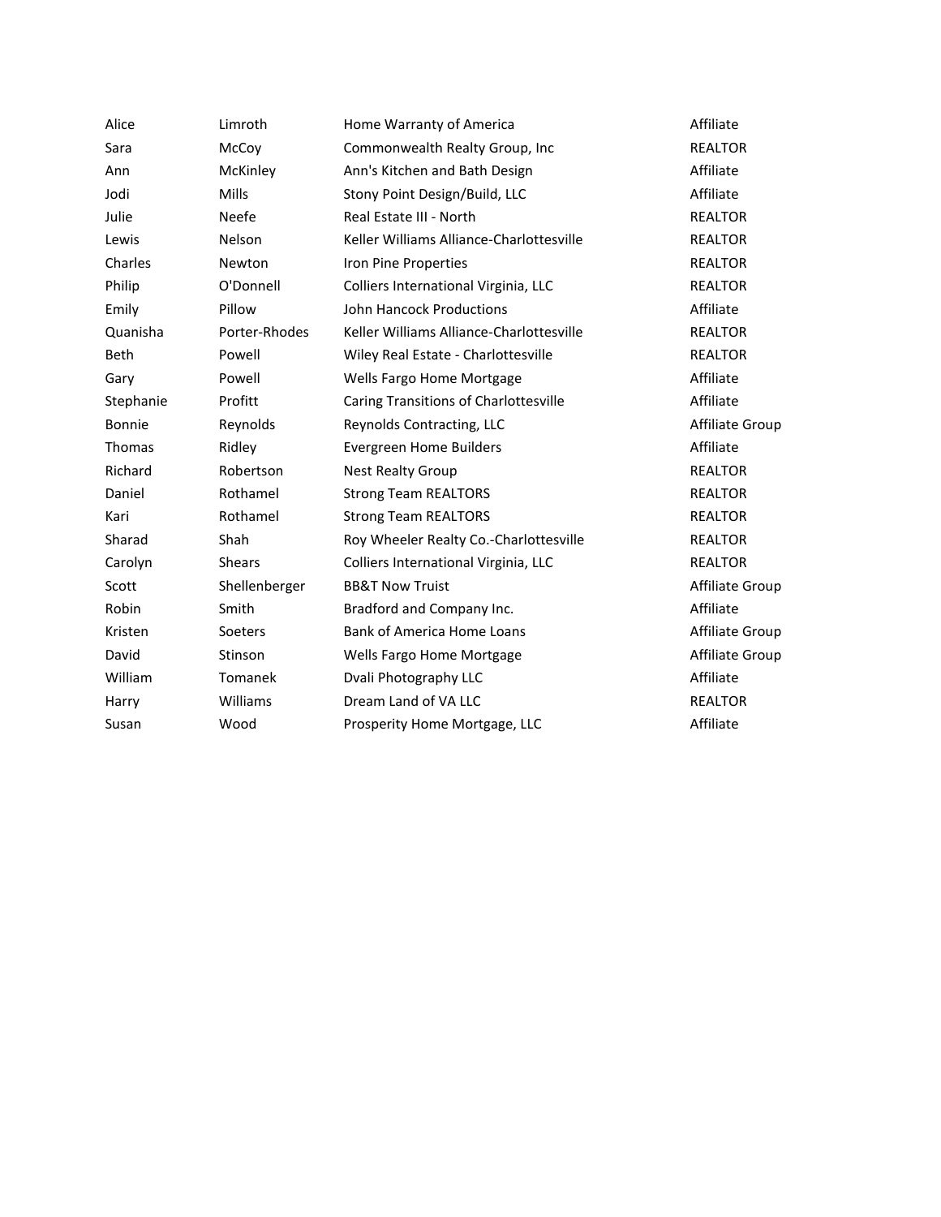| | | | |
|---|---|---|---|
| Alice | Limroth | Home Warranty of America | Affiliate |
| Sara | McCoy | Commonwealth Realty Group, Inc | REALTOR |
| Ann | McKinley | Ann's Kitchen and Bath Design | Affiliate |
| Jodi | Mills | Stony Point Design/Build, LLC | Affiliate |
| Julie | Neefe | Real Estate III - North | REALTOR |
| Lewis | Nelson | Keller Williams Alliance-Charlottesville | REALTOR |
| Charles | Newton | Iron Pine Properties | REALTOR |
| Philip | O'Donnell | Colliers International Virginia, LLC | REALTOR |
| Emily | Pillow | John Hancock Productions | Affiliate |
| Quanisha | Porter-Rhodes | Keller Williams Alliance-Charlottesville | REALTOR |
| Beth | Powell | Wiley Real Estate - Charlottesville | REALTOR |
| Gary | Powell | Wells Fargo Home Mortgage | Affiliate |
| Stephanie | Profitt | Caring Transitions of Charlottesville | Affiliate |
| Bonnie | Reynolds | Reynolds Contracting, LLC | Affiliate Group |
| Thomas | Ridley | Evergreen Home Builders | Affiliate |
| Richard | Robertson | Nest Realty Group | REALTOR |
| Daniel | Rothamel | Strong Team REALTORS | REALTOR |
| Kari | Rothamel | Strong Team REALTORS | REALTOR |
| Sharad | Shah | Roy Wheeler Realty Co.-Charlottesville | REALTOR |
| Carolyn | Shears | Colliers International Virginia, LLC | REALTOR |
| Scott | Shellenberger | BB&T Now Truist | Affiliate Group |
| Robin | Smith | Bradford and Company Inc. | Affiliate |
| Kristen | Soeters | Bank of America Home Loans | Affiliate Group |
| David | Stinson | Wells Fargo Home Mortgage | Affiliate Group |
| William | Tomanek | Dvali Photography LLC | Affiliate |
| Harry | Williams | Dream Land of VA LLC | REALTOR |
| Susan | Wood | Prosperity Home Mortgage, LLC | Affiliate |